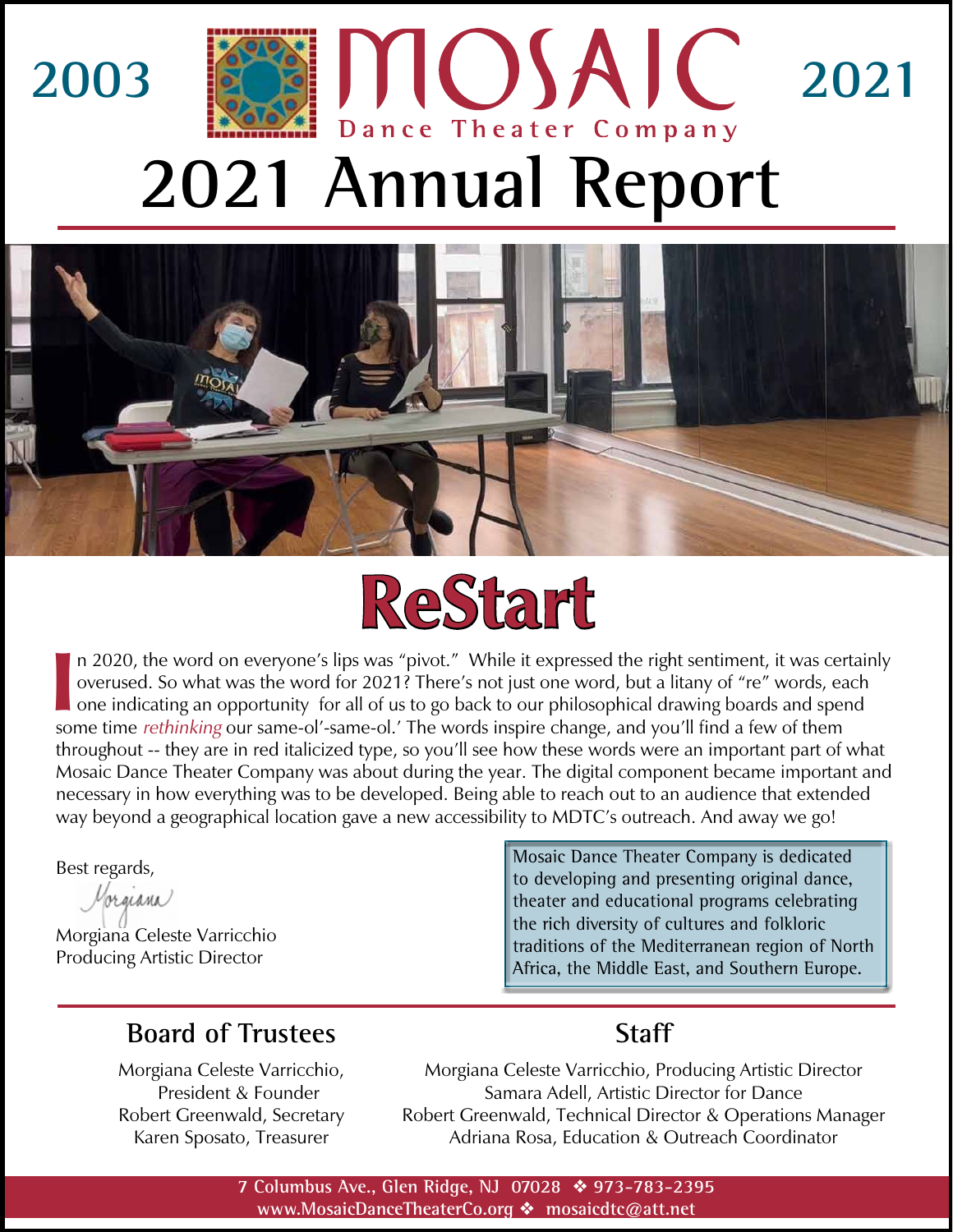2003 **MOSAIC** Dance Theater Company 2021

# 2021 Annual Report

## ReStart

In 2020, the word on everyone's lips was "pivot." While it expressed the right sentiment, it was certainly overused. So what was the word for 2021? There's not just one word, but a litany of "re" words, each one indicating an opportunity for all of us to go back to our philosophical drawing boards and spend some time *rethinking* our same-ol'-same-ol.' The words inspire change, and you'll find a few of them throughout -- they are in red italicized type, so you'll see how these words were an important part of what Mosaic Dance Theater Company was about during the year. The digital component became important and necessary in how everything was to be developed. Being able to reach out to an audience that extended way beyond a geographical location gave a new accessibility to MDTC's outreach. And away we go!

Best regards,

Morgiana

Morgiana Celeste Varricchio
Producing Artistic Director

> Mosaic Dance Theater Company is dedicated to developing and presenting original dance, theater and educational programs celebrating the rich diversity of cultures and folkloric traditions of the Mediterranean region of North Africa, the Middle East, and Southern Europe.

### Board of Trustees

Morgiana Celeste Varricchio, President & Founder
Robert Greenwald, Secretary
Karen Sposato, Treasurer

### Staff

Morgiana Celeste Varricchio, Producing Artistic Director
Samara Adell, Artistic Director for Dance
Robert Greenwald, Technical Director & Operations Manager
Adriana Rosa, Education & Outreach Coordinator

7 Columbus Ave., Glen Ridge, NJ 07028 ❖ 973-783-2395
www.MosaicDanceTheaterCo.org ❖ mosaicdtc@att.net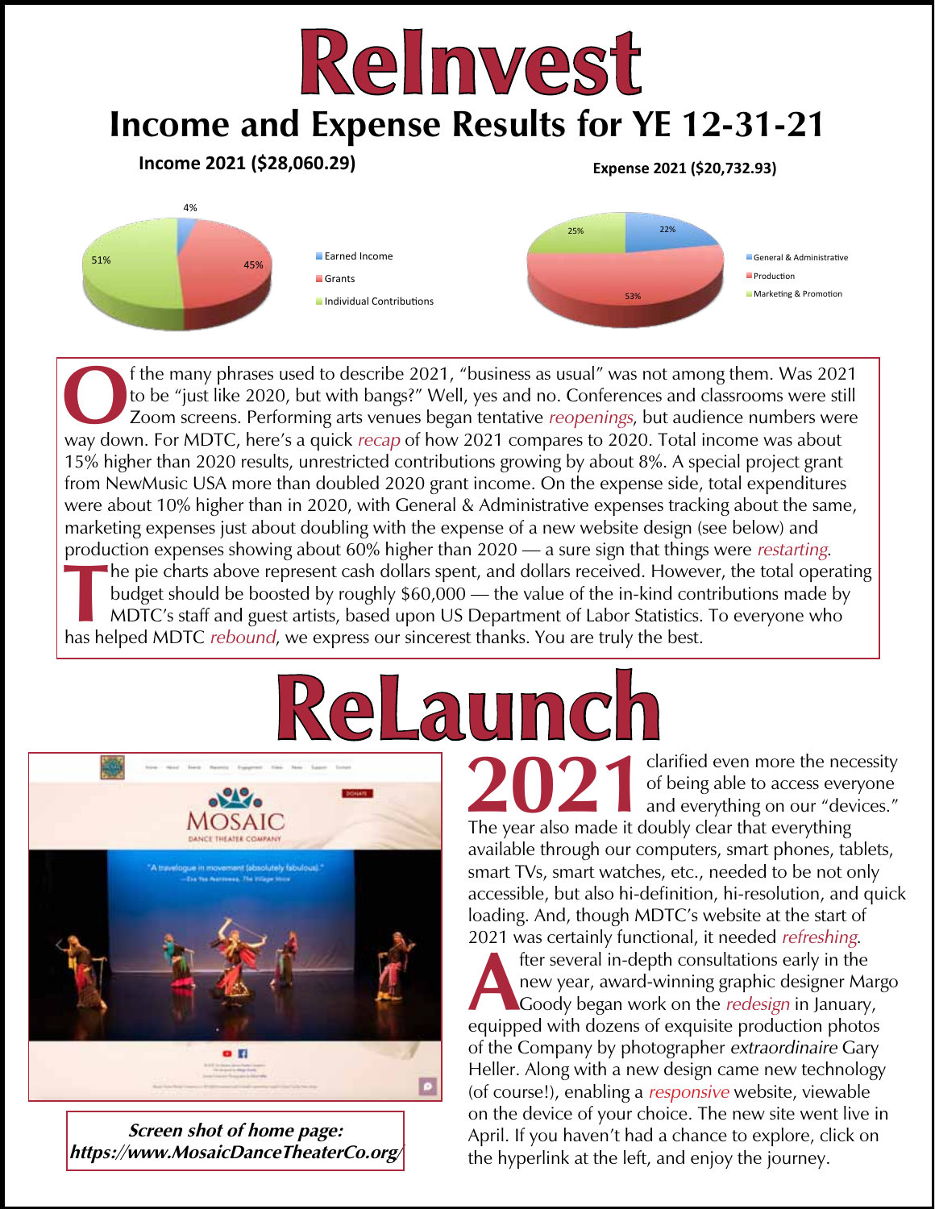# ReInvest

## Income and Expense Results for YE 12-31-21

**Income 2021 ($28,060.29)**

- Earned Income: 4%
- Grants: 45%
- Individual Contributions: 51%

**Expense 2021 ($20,732.93)**

- General & Administrative: 22%
- Production: 53%
- Marketing & Promotion: 25%

Of the many phrases used to describe 2021, "business as usual" was not among them. Was 2021 to be "just like 2020, but with bangs?" Well, yes and no. Conferences and classrooms were still Zoom screens. Performing arts venues began tentative *reopenings*, but audience numbers were way down. For MDTC, here's a quick *recap* of how 2021 compares to 2020. Total income was about 15% higher than 2020 results, unrestricted contributions growing by about 8%. A special project grant from NewMusic USA more than doubled 2020 grant income. On the expense side, total expenditures were about 10% higher than in 2020, with General & Administrative expenses tracking about the same, marketing expenses just about doubling with the expense of a new website design (see below) and production expenses showing about 60% higher than 2020 — a sure sign that things were *restarting*.

The pie charts above represent cash dollars spent, and dollars received. However, the total operating budget should be boosted by roughly $60,000 — the value of the in-kind contributions made by MDTC's staff and guest artists, based upon US Department of Labor Statistics. To everyone who has helped MDTC *rebound*, we express our sincerest thanks. You are truly the best.

# ReLaunch

**Screen shot of home page: https://www.MosaicDanceTheaterCo.org/**

2021 clarified even more the necessity of being able to access everyone and everything on our "devices." The year also made it doubly clear that everything available through our computers, smart phones, tablets, smart TVs, smart watches, etc., needed to be not only accessible, but also hi-definition, hi-resolution, and quick loading. And, though MDTC's website at the start of 2021 was certainly functional, it needed *refreshing*.

After several in-depth consultations early in the new year, award-winning graphic designer Margo Goody began work on the *redesign* in January, equipped with dozens of exquisite production photos of the Company by photographer *extraordinaire* Gary Heller. Along with a new design came new technology (of course!), enabling a *responsive* website, viewable on the device of your choice. The new site went live in April. If you haven't had a chance to explore, click on the hyperlink at the left, and enjoy the journey.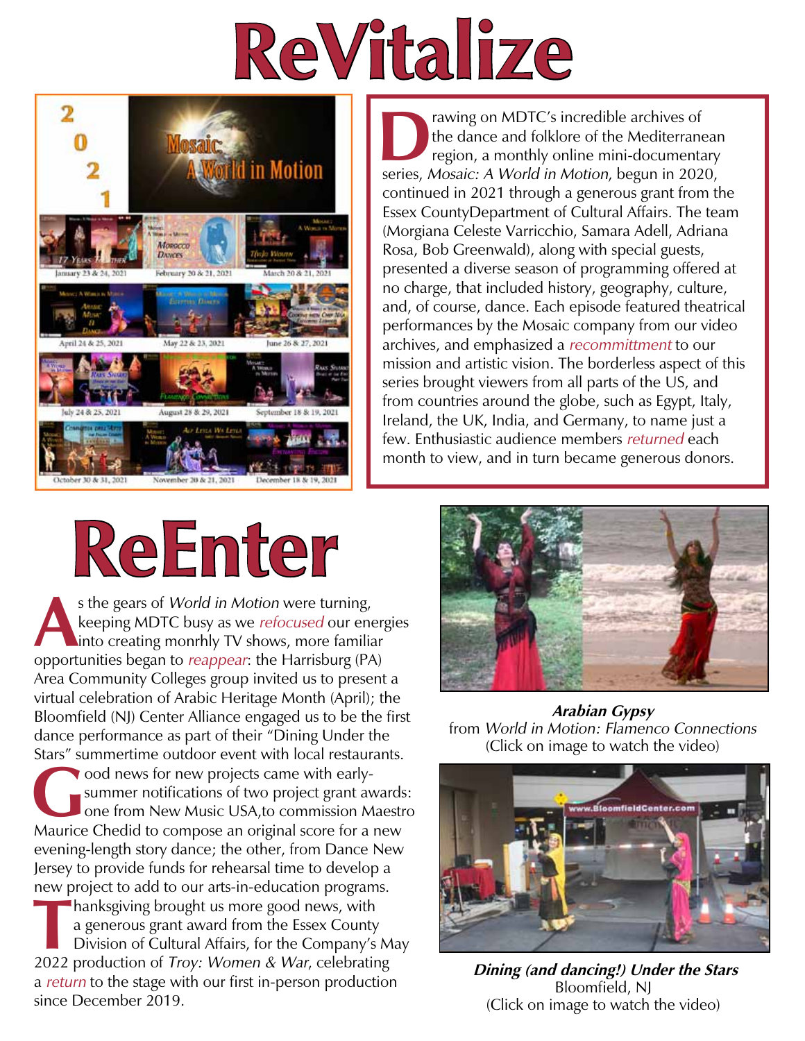# ReVitalize

Drawing on MDTC's incredible archives of the dance and folklore of the Mediterranean region, a monthly online mini-documentary series, *Mosaic: A World in Motion*, begun in 2020, continued in 2021 through a generous grant from the Essex CountyDepartment of Cultural Affairs. The team (Morgiana Celeste Varricchio, Samara Adell, Adriana Rosa, Bob Greenwald), along with special guests, presented a diverse season of programming offered at no charge, that included history, geography, culture, and, of course, dance. Each episode featured theatrical performances by the Mosaic company from our video archives, and emphasized a *recommittment* to our mission and artistic vision. The borderless aspect of this series brought viewers from all parts of the US, and from countries around the globe, such as Egypt, Italy, Ireland, the UK, India, and Germany, to name just a few. Enthusiastic audience members *returned* each month to view, and in turn became generous donors.

# ReEnter

As the gears of *World in Motion* were turning, keeping MDTC busy as we *refocused* our energies into creating monrhly TV shows, more familiar opportunities began to *reappear*: the Harrisburg (PA) Area Community Colleges group invited us to present a virtual celebration of Arabic Heritage Month (April); the Bloomfield (NJ) Center Alliance engaged us to be the first dance performance as part of their "Dining Under the Stars" summertime outdoor event with local restaurants.

Good news for new projects came with early-summer notifications of two project grant awards: one from New Music USA,to commission Maestro Maurice Chedid to compose an original score for a new evening-length story dance; the other, from Dance New Jersey to provide funds for rehearsal time to develop a new project to add to our arts-in-education programs.

Thanksgiving brought us more good news, with a generous grant award from the Essex County Division of Cultural Affairs, for the Company's May 2022 production of *Troy: Women & War*, celebrating a *return* to the stage with our first in-person production since December 2019.

***Arabian Gypsy***
from *World in Motion: Flamenco Connections*
(Click on image to watch the video)

***Dining (and dancing!) Under the Stars***
Bloomfield, NJ
(Click on image to watch the video)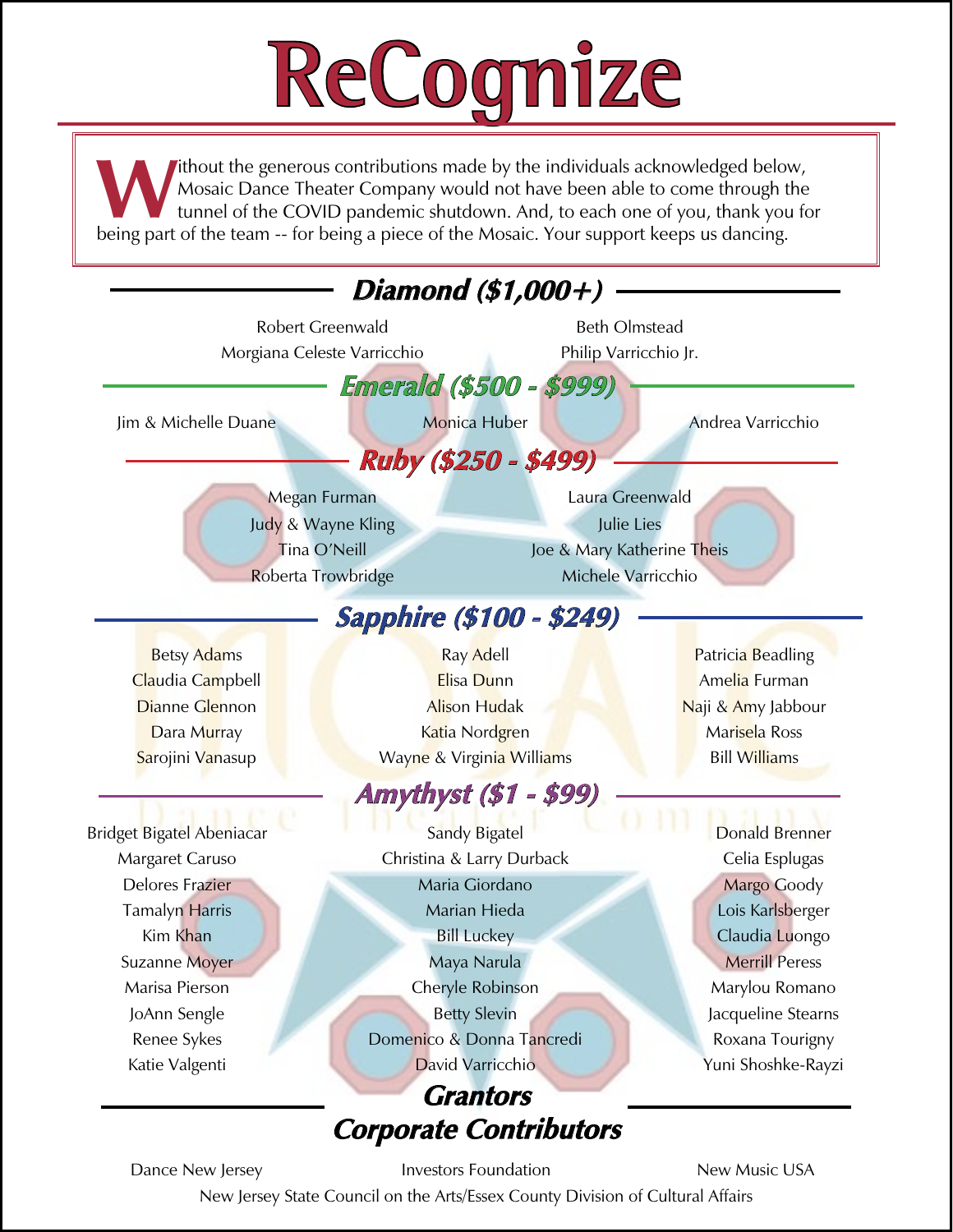# ReCognize

Without the generous contributions made by the individuals acknowledged below, Mosaic Dance Theater Company would not have been able to come through the tunnel of the COVID pandemic shutdown. And, to each one of you, thank you for being part of the team -- for being a piece of the Mosaic. Your support keeps us dancing.

## Diamond ($1,000+)

Robert Greenwald
Beth Olmstead
Morgiana Celeste Varricchio
Philip Varricchio Jr.

## Emerald ($500 - $999)

Jim & Michelle Duane
Monica Huber
Andrea Varricchio

## Ruby ($250 - $499)

Megan Furman
Laura Greenwald
Judy & Wayne Kling
Julie Lies
Tina O'Neill
Joe & Mary Katherine Theis
Roberta Trowbridge
Michele Varricchio

## Sapphire ($100 - $249)

Betsy Adams
Ray Adell
Patricia Beadling
Claudia Campbell
Elisa Dunn
Amelia Furman
Dianne Glennon
Alison Hudak
Naji & Amy Jabbour
Dara Murray
Katia Nordgren
Marisela Ross
Sarojini Vanasup
Wayne & Virginia Williams
Bill Williams

## Amythyst ($1 - $99)

Bridget Bigatel Abeniacar
Sandy Bigatel
Donald Brenner
Margaret Caruso
Christina & Larry Durback
Celia Esplugas
Delores Frazier
Maria Giordano
Margo Goody
Tamalyn Harris
Marian Hieda
Lois Karlsberger
Kim Khan
Bill Luckey
Claudia Luongo
Suzanne Moyer
Maya Narula
Merrill Peress
Marisa Pierson
Cheryle Robinson
Marylou Romano
JoAnn Sengle
Betty Slevin
Jacqueline Stearns
Renee Sykes
Domenico & Donna Tancredi
Roxana Tourigny
Katie Valgenti
David Varricchio
Yuni Shoshke-Rayzi

## Grantors
## Corporate Contributors

Dance New Jersey
Investors Foundation
New Music USA
New Jersey State Council on the Arts/Essex County Division of Cultural Affairs